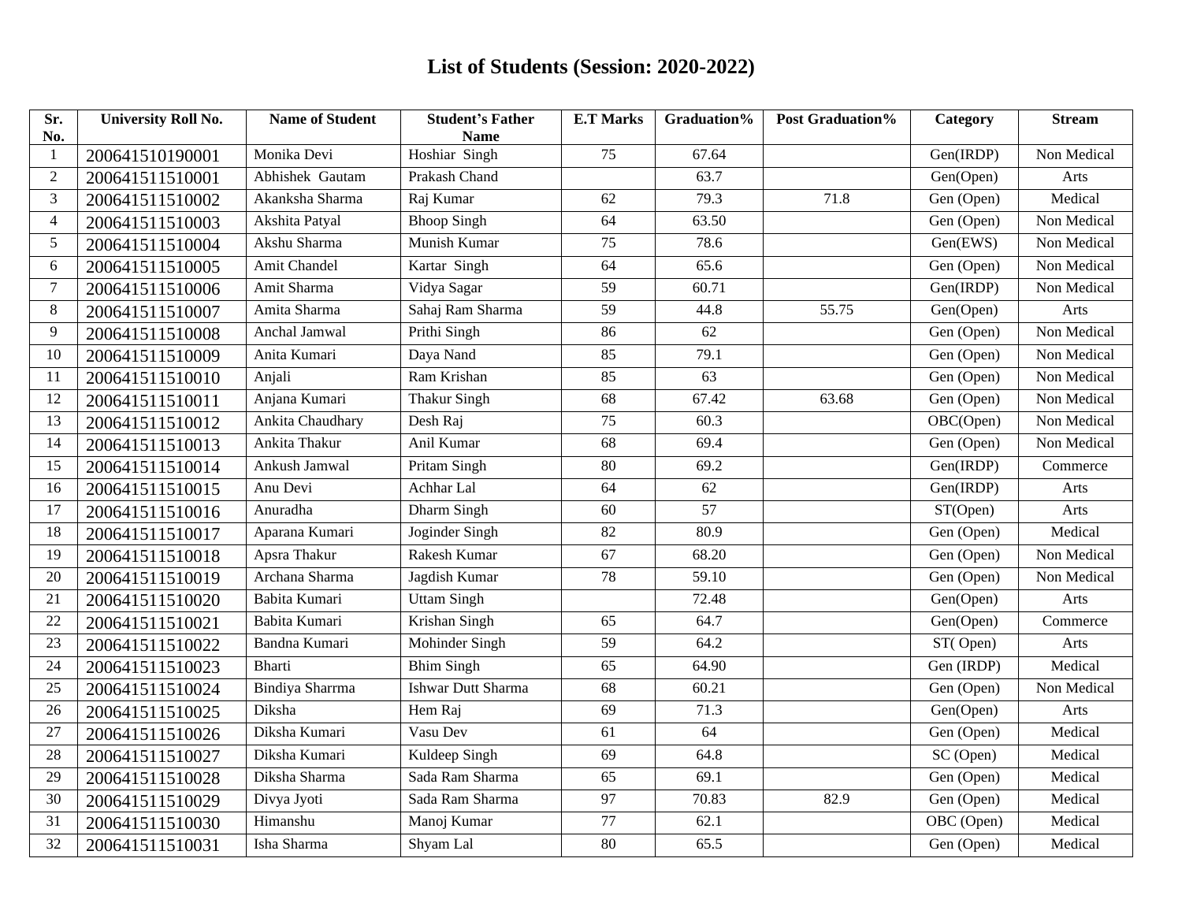# List of Students (Session: 2020-2022)

| Sr. No. | University Roll No. | Name of Student | Student's Father Name | E.T Marks | Graduation% | Post Graduation% | Category | Stream |
|---|---|---|---|---|---|---|---|---|
| 1 | 200641510190001 | Monika Devi | Hoshiar Singh | 75 | 67.64 | | Gen(IRDP) | Non Medical |
| 2 | 200641511510001 | Abhishek Gautam | Prakash Chand | | 63.7 | | Gen(Open) | Arts |
| 3 | 200641511510002 | Akanksha Sharma | Raj Kumar | 62 | 79.3 | 71.8 | Gen (Open) | Medical |
| 4 | 200641511510003 | Akshita Patyal | Bhoop Singh | 64 | 63.50 | | Gen (Open) | Non Medical |
| 5 | 200641511510004 | Akshu Sharma | Munish Kumar | 75 | 78.6 | | Gen(EWS) | Non Medical |
| 6 | 200641511510005 | Amit Chandel | Kartar Singh | 64 | 65.6 | | Gen (Open) | Non Medical |
| 7 | 200641511510006 | Amit Sharma | Vidya Sagar | 59 | 60.71 | | Gen(IRDP) | Non Medical |
| 8 | 200641511510007 | Amita Sharma | Sahaj Ram Sharma | 59 | 44.8 | 55.75 | Gen(Open) | Arts |
| 9 | 200641511510008 | Anchal Jamwal | Prithi Singh | 86 | 62 | | Gen (Open) | Non Medical |
| 10 | 200641511510009 | Anita Kumari | Daya Nand | 85 | 79.1 | | Gen (Open) | Non Medical |
| 11 | 200641511510010 | Anjali | Ram Krishan | 85 | 63 | | Gen (Open) | Non Medical |
| 12 | 200641511510011 | Anjana Kumari | Thakur Singh | 68 | 67.42 | 63.68 | Gen (Open) | Non Medical |
| 13 | 200641511510012 | Ankita Chaudhary | Desh Raj | 75 | 60.3 | | OBC(Open) | Non Medical |
| 14 | 200641511510013 | Ankita Thakur | Anil Kumar | 68 | 69.4 | | Gen (Open) | Non Medical |
| 15 | 200641511510014 | Ankush Jamwal | Pritam Singh | 80 | 69.2 | | Gen(IRDP) | Commerce |
| 16 | 200641511510015 | Anu Devi | Achhar Lal | 64 | 62 | | Gen(IRDP) | Arts |
| 17 | 200641511510016 | Anuradha | Dharm Singh | 60 | 57 | | ST(Open) | Arts |
| 18 | 200641511510017 | Aparana Kumari | Joginder Singh | 82 | 80.9 | | Gen (Open) | Medical |
| 19 | 200641511510018 | Apsra Thakur | Rakesh Kumar | 67 | 68.20 | | Gen (Open) | Non Medical |
| 20 | 200641511510019 | Archana Sharma | Jagdish Kumar | 78 | 59.10 | | Gen (Open) | Non Medical |
| 21 | 200641511510020 | Babita Kumari | Uttam Singh | | 72.48 | | Gen(Open) | Arts |
| 22 | 200641511510021 | Babita Kumari | Krishan Singh | 65 | 64.7 | | Gen(Open) | Commerce |
| 23 | 200641511510022 | Bandna Kumari | Mohinder Singh | 59 | 64.2 | | ST( Open) | Arts |
| 24 | 200641511510023 | Bharti | Bhim Singh | 65 | 64.90 | | Gen (IRDP) | Medical |
| 25 | 200641511510024 | Bindiya Sharrma | Ishwar Dutt Sharma | 68 | 60.21 | | Gen (Open) | Non Medical |
| 26 | 200641511510025 | Diksha | Hem Raj | 69 | 71.3 | | Gen(Open) | Arts |
| 27 | 200641511510026 | Diksha Kumari | Vasu Dev | 61 | 64 | | Gen (Open) | Medical |
| 28 | 200641511510027 | Diksha Kumari | Kuldeep Singh | 69 | 64.8 | | SC (Open) | Medical |
| 29 | 200641511510028 | Diksha Sharma | Sada Ram Sharma | 65 | 69.1 | | Gen (Open) | Medical |
| 30 | 200641511510029 | Divya Jyoti | Sada Ram Sharma | 97 | 70.83 | 82.9 | Gen (Open) | Medical |
| 31 | 200641511510030 | Himanshu | Manoj Kumar | 77 | 62.1 | | OBC (Open) | Medical |
| 32 | 200641511510031 | Isha Sharma | Shyam Lal | 80 | 65.5 | | Gen (Open) | Medical |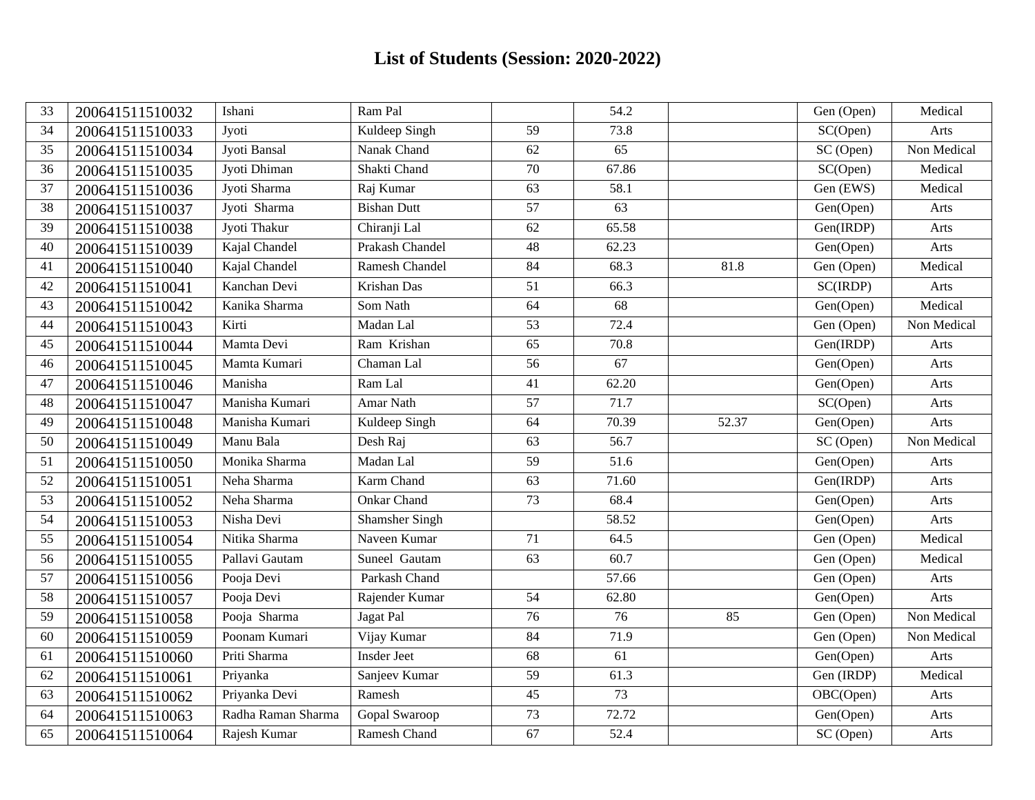# List of Students (Session: 2020-2022)

| | | | | | | | | |
|---|---|---|---|---|---|---|---|---|
| 33 | 200641511510032 | Ishani | Ram Pal | | 54.2 | | Gen (Open) | Medical |
| 34 | 200641511510033 | Jyoti | Kuldeep Singh | 59 | 73.8 | | SC(Open) | Arts |
| 35 | 200641511510034 | Jyoti Bansal | Nanak Chand | 62 | 65 | | SC (Open) | Non Medical |
| 36 | 200641511510035 | Jyoti Dhiman | Shakti Chand | 70 | 67.86 | | SC(Open) | Medical |
| 37 | 200641511510036 | Jyoti Sharma | Raj Kumar | 63 | 58.1 | | Gen (EWS) | Medical |
| 38 | 200641511510037 | Jyoti Sharma | Bishan Dutt | 57 | 63 | | Gen(Open) | Arts |
| 39 | 200641511510038 | Jyoti Thakur | Chiranji Lal | 62 | 65.58 | | Gen(IRDP) | Arts |
| 40 | 200641511510039 | Kajal Chandel | Prakash Chandel | 48 | 62.23 | | Gen(Open) | Arts |
| 41 | 200641511510040 | Kajal Chandel | Ramesh Chandel | 84 | 68.3 | 81.8 | Gen (Open) | Medical |
| 42 | 200641511510041 | Kanchan Devi | Krishan Das | 51 | 66.3 | | SC(IRDP) | Arts |
| 43 | 200641511510042 | Kanika Sharma | Som Nath | 64 | 68 | | Gen(Open) | Medical |
| 44 | 200641511510043 | Kirti | Madan Lal | 53 | 72.4 | | Gen (Open) | Non Medical |
| 45 | 200641511510044 | Mamta Devi | Ram Krishan | 65 | 70.8 | | Gen(IRDP) | Arts |
| 46 | 200641511510045 | Mamta Kumari | Chaman Lal | 56 | 67 | | Gen(Open) | Arts |
| 47 | 200641511510046 | Manisha | Ram Lal | 41 | 62.20 | | Gen(Open) | Arts |
| 48 | 200641511510047 | Manisha Kumari | Amar Nath | 57 | 71.7 | | SC(Open) | Arts |
| 49 | 200641511510048 | Manisha Kumari | Kuldeep Singh | 64 | 70.39 | 52.37 | Gen(Open) | Arts |
| 50 | 200641511510049 | Manu Bala | Desh Raj | 63 | 56.7 | | SC (Open) | Non Medical |
| 51 | 200641511510050 | Monika Sharma | Madan Lal | 59 | 51.6 | | Gen(Open) | Arts |
| 52 | 200641511510051 | Neha Sharma | Karm Chand | 63 | 71.60 | | Gen(IRDP) | Arts |
| 53 | 200641511510052 | Neha Sharma | Onkar Chand | 73 | 68.4 | | Gen(Open) | Arts |
| 54 | 200641511510053 | Nisha Devi | Shamsher Singh | | 58.52 | | Gen(Open) | Arts |
| 55 | 200641511510054 | Nitika Sharma | Naveen Kumar | 71 | 64.5 | | Gen (Open) | Medical |
| 56 | 200641511510055 | Pallavi Gautam | Suneel Gautam | 63 | 60.7 | | Gen (Open) | Medical |
| 57 | 200641511510056 | Pooja Devi | Parkash Chand | | 57.66 | | Gen (Open) | Arts |
| 58 | 200641511510057 | Pooja Devi | Rajender Kumar | 54 | 62.80 | | Gen(Open) | Arts |
| 59 | 200641511510058 | Pooja Sharma | Jagat Pal | 76 | 76 | 85 | Gen (Open) | Non Medical |
| 60 | 200641511510059 | Poonam Kumari | Vijay Kumar | 84 | 71.9 | | Gen (Open) | Non Medical |
| 61 | 200641511510060 | Priti Sharma | Insder Jeet | 68 | 61 | | Gen(Open) | Arts |
| 62 | 200641511510061 | Priyanka | Sanjeev Kumar | 59 | 61.3 | | Gen (IRDP) | Medical |
| 63 | 200641511510062 | Priyanka Devi | Ramesh | 45 | 73 | | OBC(Open) | Arts |
| 64 | 200641511510063 | Radha Raman Sharma | Gopal Swaroop | 73 | 72.72 | | Gen(Open) | Arts |
| 65 | 200641511510064 | Rajesh Kumar | Ramesh Chand | 67 | 52.4 | | SC (Open) | Arts |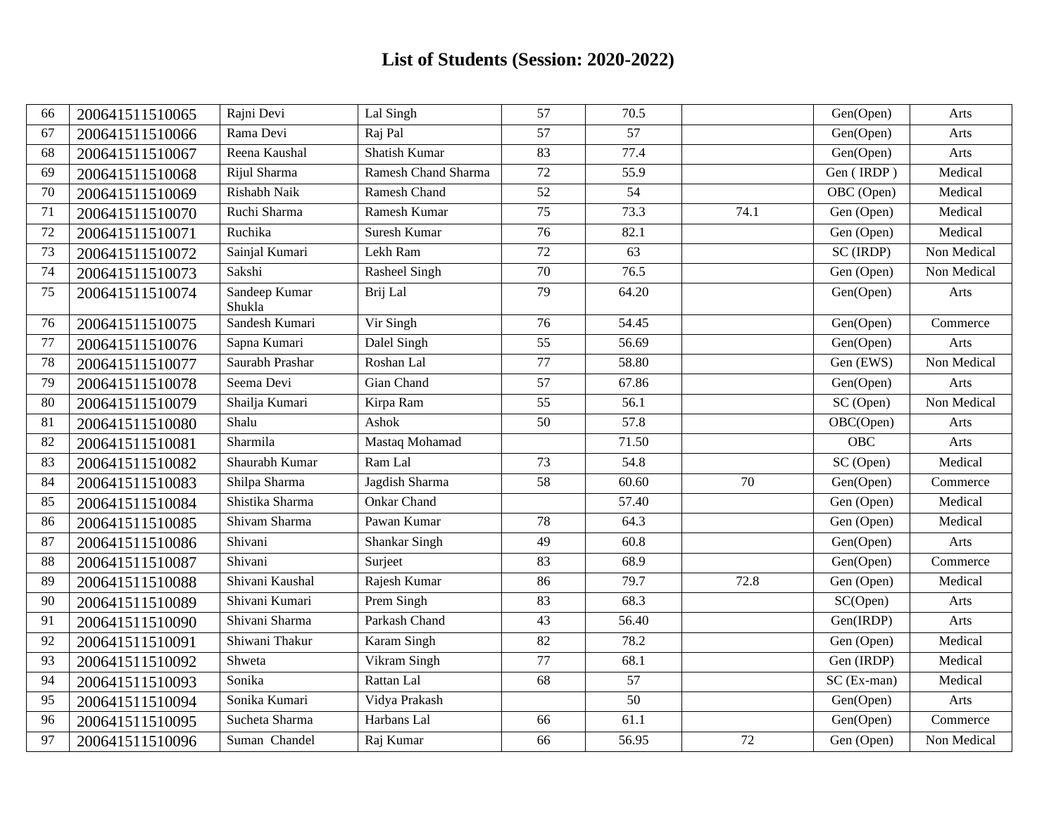# List of Students (Session: 2020-2022)

| | | | | | | | | |
|---|---|---|---|---|---|---|---|---|
| 66 | 200641511510065 | Rajni Devi | Lal Singh | 57 | 70.5 | | Gen(Open) | Arts |
| 67 | 200641511510066 | Rama Devi | Raj Pal | 57 | 57 | | Gen(Open) | Arts |
| 68 | 200641511510067 | Reena Kaushal | Shatish Kumar | 83 | 77.4 | | Gen(Open) | Arts |
| 69 | 200641511510068 | Rijul Sharma | Ramesh Chand Sharma | 72 | 55.9 | | Gen ( IRDP ) | Medical |
| 70 | 200641511510069 | Rishabh Naik | Ramesh Chand | 52 | 54 | | OBC (Open) | Medical |
| 71 | 200641511510070 | Ruchi Sharma | Ramesh Kumar | 75 | 73.3 | 74.1 | Gen (Open) | Medical |
| 72 | 200641511510071 | Ruchika | Suresh Kumar | 76 | 82.1 | | Gen (Open) | Medical |
| 73 | 200641511510072 | Sainjal Kumari | Lekh Ram | 72 | 63 | | SC (IRDP) | Non Medical |
| 74 | 200641511510073 | Sakshi | Rasheel Singh | 70 | 76.5 | | Gen (Open) | Non Medical |
| 75 | 200641511510074 | Sandeep Kumar Shukla | Brij Lal | 79 | 64.20 | | Gen(Open) | Arts |
| 76 | 200641511510075 | Sandesh Kumari | Vir Singh | 76 | 54.45 | | Gen(Open) | Commerce |
| 77 | 200641511510076 | Sapna Kumari | Dalel Singh | 55 | 56.69 | | Gen(Open) | Arts |
| 78 | 200641511510077 | Saurabh Prashar | Roshan Lal | 77 | 58.80 | | Gen (EWS) | Non Medical |
| 79 | 200641511510078 | Seema Devi | Gian Chand | 57 | 67.86 | | Gen(Open) | Arts |
| 80 | 200641511510079 | Shailja Kumari | Kirpa Ram | 55 | 56.1 | | SC (Open) | Non Medical |
| 81 | 200641511510080 | Shalu | Ashok | 50 | 57.8 | | OBC(Open) | Arts |
| 82 | 200641511510081 | Sharmila | Mastaq Mohamad | | 71.50 | | OBC | Arts |
| 83 | 200641511510082 | Shaurabh Kumar | Ram Lal | 73 | 54.8 | | SC (Open) | Medical |
| 84 | 200641511510083 | Shilpa Sharma | Jagdish Sharma | 58 | 60.60 | 70 | Gen(Open) | Commerce |
| 85 | 200641511510084 | Shistika Sharma | Onkar Chand | | 57.40 | | Gen (Open) | Medical |
| 86 | 200641511510085 | Shivam Sharma | Pawan Kumar | 78 | 64.3 | | Gen (Open) | Medical |
| 87 | 200641511510086 | Shivani | Shankar Singh | 49 | 60.8 | | Gen(Open) | Arts |
| 88 | 200641511510087 | Shivani | Surjeet | 83 | 68.9 | | Gen(Open) | Commerce |
| 89 | 200641511510088 | Shivani Kaushal | Rajesh Kumar | 86 | 79.7 | 72.8 | Gen (Open) | Medical |
| 90 | 200641511510089 | Shivani Kumari | Prem Singh | 83 | 68.3 | | SC(Open) | Arts |
| 91 | 200641511510090 | Shivani Sharma | Parkash Chand | 43 | 56.40 | | Gen(IRDP) | Arts |
| 92 | 200641511510091 | Shiwani Thakur | Karam Singh | 82 | 78.2 | | Gen (Open) | Medical |
| 93 | 200641511510092 | Shweta | Vikram Singh | 77 | 68.1 | | Gen (IRDP) | Medical |
| 94 | 200641511510093 | Sonika | Rattan Lal | 68 | 57 | | SC (Ex-man) | Medical |
| 95 | 200641511510094 | Sonika Kumari | Vidya Prakash | | 50 | | Gen(Open) | Arts |
| 96 | 200641511510095 | Sucheta Sharma | Harbans Lal | 66 | 61.1 | | Gen(Open) | Commerce |
| 97 | 200641511510096 | Suman Chandel | Raj Kumar | 66 | 56.95 | 72 | Gen (Open) | Non Medical |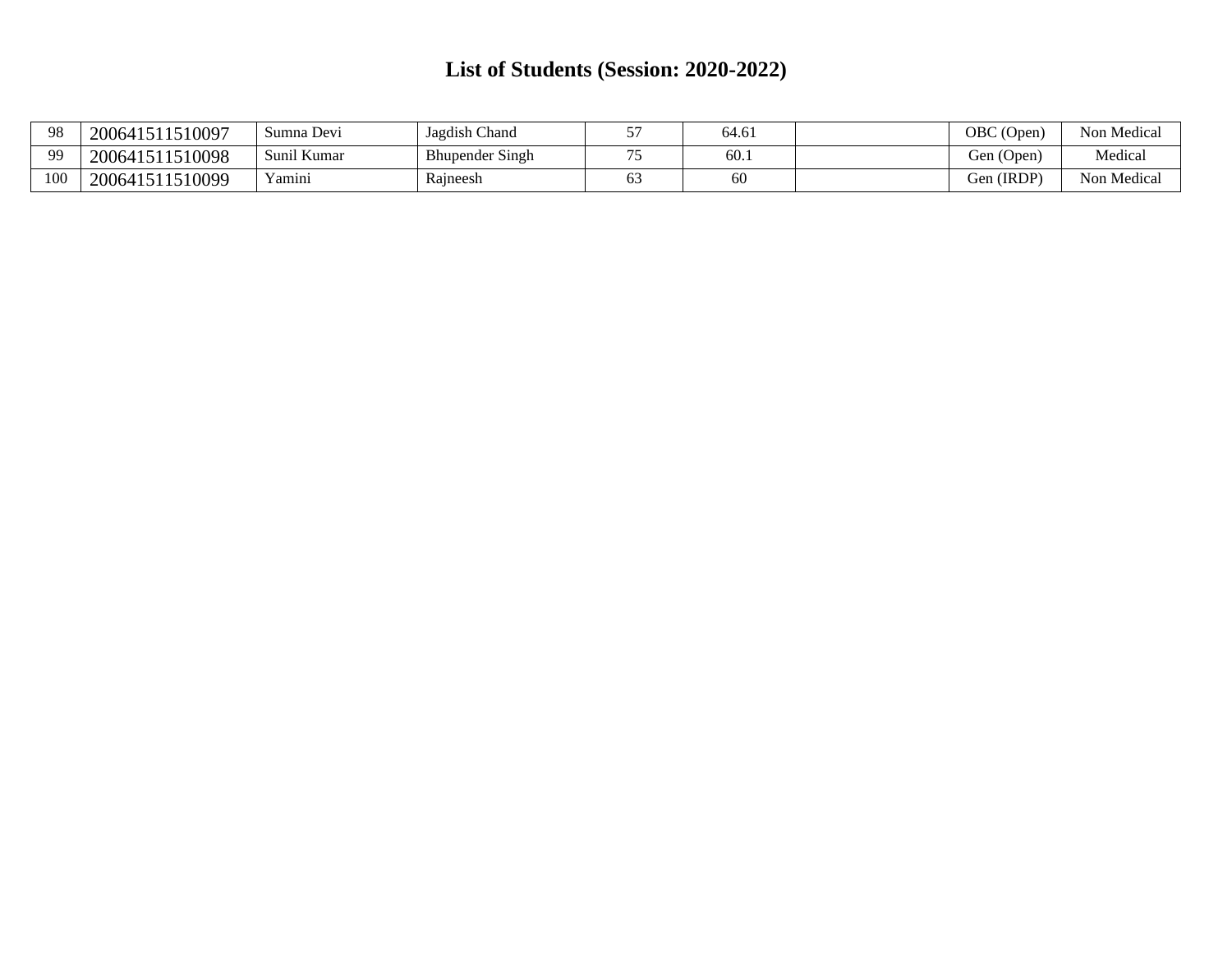# List of Students (Session: 2020-2022)

| | | | | | | | | |
|---|---|---|---|---|---|---|---|---|
| 98 | 200641511510097 | Sumna Devi | Jagdish Chand | 57 | 64.61 | | OBC (Open) | Non Medical |
| 99 | 200641511510098 | Sunil Kumar | Bhupender Singh | 75 | 60.1 | | Gen (Open) | Medical |
| 100 | 200641511510099 | Yamini | Rajneesh | 63 | 60 | | Gen (IRDP) | Non Medical |